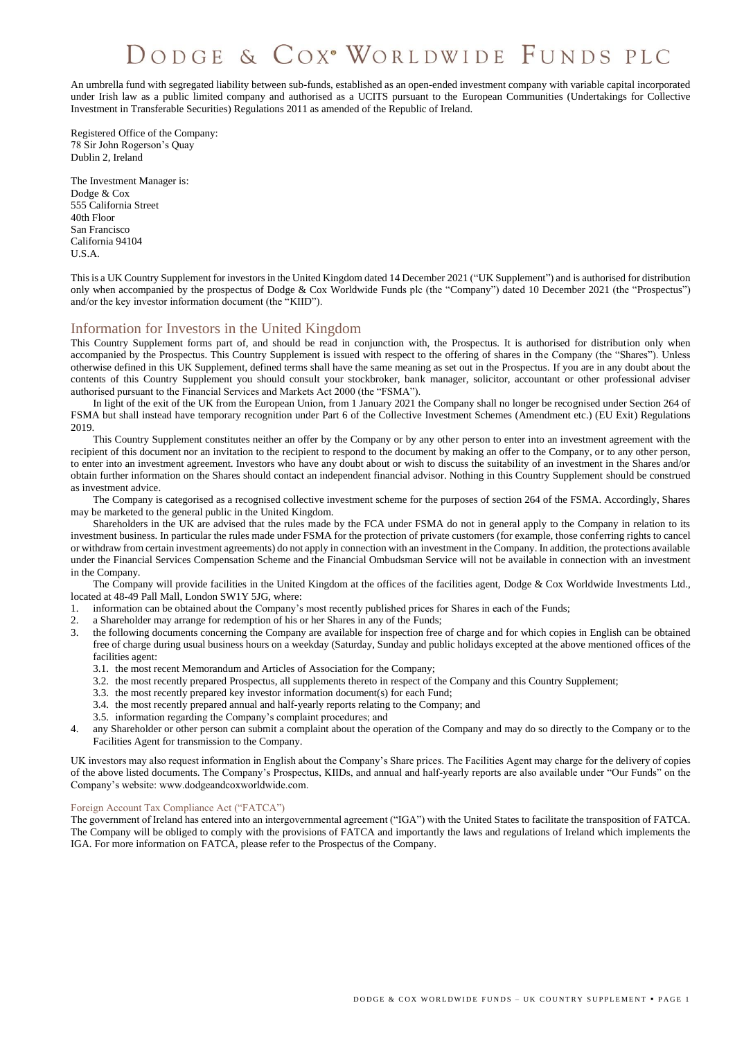# Dodge & Cox® Worldwide Funds plc

An umbrella fund with segregated liability between sub-funds, established as an open-ended investment company with variable capital incorporated under Irish law as a public limited company and authorised as a UCITS pursuant to the European Communities (Undertakings for Collective Investment in Transferable Securities) Regulations 2011 as amended of the Republic of Ireland.

Registered Office of the Company:
78 Sir John Rogerson's Quay
Dublin 2, Ireland

The Investment Manager is:
Dodge & Cox
555 California Street
40th Floor
San Francisco
California 94104
U.S.A.

This is a UK Country Supplement for investors in the United Kingdom dated 14 December 2021 ("UK Supplement") and is authorised for distribution only when accompanied by the prospectus of Dodge & Cox Worldwide Funds plc (the "Company") dated 10 December 2021 (the "Prospectus") and/or the key investor information document (the "KIID").

## Information for Investors in the United Kingdom

This Country Supplement forms part of, and should be read in conjunction with, the Prospectus. It is authorised for distribution only when accompanied by the Prospectus. This Country Supplement is issued with respect to the offering of shares in the Company (the "Shares"). Unless otherwise defined in this UK Supplement, defined terms shall have the same meaning as set out in the Prospectus. If you are in any doubt about the contents of this Country Supplement you should consult your stockbroker, bank manager, solicitor, accountant or other professional adviser authorised pursuant to the Financial Services and Markets Act 2000 (the "FSMA").

In light of the exit of the UK from the European Union, from 1 January 2021 the Company shall no longer be recognised under Section 264 of FSMA but shall instead have temporary recognition under Part 6 of the Collective Investment Schemes (Amendment etc.) (EU Exit) Regulations 2019.

This Country Supplement constitutes neither an offer by the Company or by any other person to enter into an investment agreement with the recipient of this document nor an invitation to the recipient to respond to the document by making an offer to the Company, or to any other person, to enter into an investment agreement. Investors who have any doubt about or wish to discuss the suitability of an investment in the Shares and/or obtain further information on the Shares should contact an independent financial advisor. Nothing in this Country Supplement should be construed as investment advice.

The Company is categorised as a recognised collective investment scheme for the purposes of section 264 of the FSMA. Accordingly, Shares may be marketed to the general public in the United Kingdom.

Shareholders in the UK are advised that the rules made by the FCA under FSMA do not in general apply to the Company in relation to its investment business. In particular the rules made under FSMA for the protection of private customers (for example, those conferring rights to cancel or withdraw from certain investment agreements) do not apply in connection with an investment in the Company. In addition, the protections available under the Financial Services Compensation Scheme and the Financial Ombudsman Service will not be available in connection with an investment in the Company.

The Company will provide facilities in the United Kingdom at the offices of the facilities agent, Dodge & Cox Worldwide Investments Ltd., located at 48-49 Pall Mall, London SW1Y 5JG, where:

1. information can be obtained about the Company's most recently published prices for Shares in each of the Funds;
2. a Shareholder may arrange for redemption of his or her Shares in any of the Funds;
3. the following documents concerning the Company are available for inspection free of charge and for which copies in English can be obtained free of charge during usual business hours on a weekday (Saturday, Sunday and public holidays excepted at the above mentioned offices of the facilities agent:
   - 3.1. the most recent Memorandum and Articles of Association for the Company;
   - 3.2. the most recently prepared Prospectus, all supplements thereto in respect of the Company and this Country Supplement;
   - 3.3. the most recently prepared key investor information document(s) for each Fund;
   - 3.4. the most recently prepared annual and half-yearly reports relating to the Company; and
   - 3.5. information regarding the Company's complaint procedures; and
4. any Shareholder or other person can submit a complaint about the operation of the Company and may do so directly to the Company or to the Facilities Agent for transmission to the Company.

UK investors may also request information in English about the Company's Share prices. The Facilities Agent may charge for the delivery of copies of the above listed documents. The Company's Prospectus, KIIDs, and annual and half-yearly reports are also available under "Our Funds" on the Company's website: www.dodgeandcoxworldwide.com.

### Foreign Account Tax Compliance Act ("FATCA")

The government of Ireland has entered into an intergovernmental agreement ("IGA") with the United States to facilitate the transposition of FATCA. The Company will be obliged to comply with the provisions of FATCA and importantly the laws and regulations of Ireland which implements the IGA. For more information on FATCA, please refer to the Prospectus of the Company.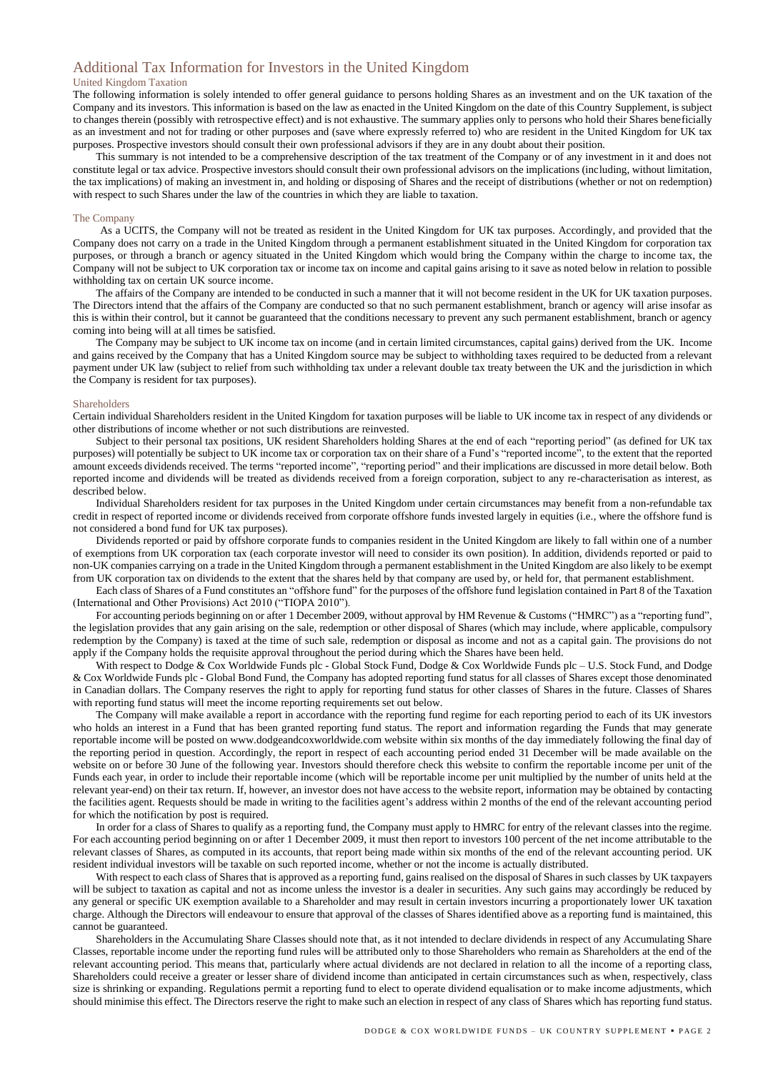# Additional Tax Information for Investors in the United Kingdom

## United Kingdom Taxation

The following information is solely intended to offer general guidance to persons holding Shares as an investment and on the UK taxation of the Company and its investors. This information is based on the law as enacted in the United Kingdom on the date of this Country Supplement, is subject to changes therein (possibly with retrospective effect) and is not exhaustive. The summary applies only to persons who hold their Shares beneficially as an investment and not for trading or other purposes and (save where expressly referred to) who are resident in the United Kingdom for UK tax purposes. Prospective investors should consult their own professional advisors if they are in any doubt about their position.

This summary is not intended to be a comprehensive description of the tax treatment of the Company or of any investment in it and does not constitute legal or tax advice. Prospective investors should consult their own professional advisors on the implications (including, without limitation, the tax implications) of making an investment in, and holding or disposing of Shares and the receipt of distributions (whether or not on redemption) with respect to such Shares under the law of the countries in which they are liable to taxation.

## The Company

As a UCITS, the Company will not be treated as resident in the United Kingdom for UK tax purposes. Accordingly, and provided that the Company does not carry on a trade in the United Kingdom through a permanent establishment situated in the United Kingdom for corporation tax purposes, or through a branch or agency situated in the United Kingdom which would bring the Company within the charge to income tax, the Company will not be subject to UK corporation tax or income tax on income and capital gains arising to it save as noted below in relation to possible withholding tax on certain UK source income.

The affairs of the Company are intended to be conducted in such a manner that it will not become resident in the UK for UK taxation purposes. The Directors intend that the affairs of the Company are conducted so that no such permanent establishment, branch or agency will arise insofar as this is within their control, but it cannot be guaranteed that the conditions necessary to prevent any such permanent establishment, branch or agency coming into being will at all times be satisfied.

The Company may be subject to UK income tax on income (and in certain limited circumstances, capital gains) derived from the UK. Income and gains received by the Company that has a United Kingdom source may be subject to withholding taxes required to be deducted from a relevant payment under UK law (subject to relief from such withholding tax under a relevant double tax treaty between the UK and the jurisdiction in which the Company is resident for tax purposes).

## Shareholders

Certain individual Shareholders resident in the United Kingdom for taxation purposes will be liable to UK income tax in respect of any dividends or other distributions of income whether or not such distributions are reinvested.

Subject to their personal tax positions, UK resident Shareholders holding Shares at the end of each "reporting period" (as defined for UK tax purposes) will potentially be subject to UK income tax or corporation tax on their share of a Fund's "reported income", to the extent that the reported amount exceeds dividends received. The terms "reported income", "reporting period" and their implications are discussed in more detail below. Both reported income and dividends will be treated as dividends received from a foreign corporation, subject to any re-characterisation as interest, as described below.

Individual Shareholders resident for tax purposes in the United Kingdom under certain circumstances may benefit from a non-refundable tax credit in respect of reported income or dividends received from corporate offshore funds invested largely in equities (i.e., where the offshore fund is not considered a bond fund for UK tax purposes).

Dividends reported or paid by offshore corporate funds to companies resident in the United Kingdom are likely to fall within one of a number of exemptions from UK corporation tax (each corporate investor will need to consider its own position). In addition, dividends reported or paid to non-UK companies carrying on a trade in the United Kingdom through a permanent establishment in the United Kingdom are also likely to be exempt from UK corporation tax on dividends to the extent that the shares held by that company are used by, or held for, that permanent establishment.

Each class of Shares of a Fund constitutes an "offshore fund" for the purposes of the offshore fund legislation contained in Part 8 of the Taxation (International and Other Provisions) Act 2010 ("TIOPA 2010").

For accounting periods beginning on or after 1 December 2009, without approval by HM Revenue & Customs ("HMRC") as a "reporting fund", the legislation provides that any gain arising on the sale, redemption or other disposal of Shares (which may include, where applicable, compulsory redemption by the Company) is taxed at the time of such sale, redemption or disposal as income and not as a capital gain. The provisions do not apply if the Company holds the requisite approval throughout the period during which the Shares have been held.

With respect to Dodge & Cox Worldwide Funds plc - Global Stock Fund, Dodge & Cox Worldwide Funds plc – U.S. Stock Fund, and Dodge & Cox Worldwide Funds plc - Global Bond Fund, the Company has adopted reporting fund status for all classes of Shares except those denominated in Canadian dollars. The Company reserves the right to apply for reporting fund status for other classes of Shares in the future. Classes of Shares with reporting fund status will meet the income reporting requirements set out below.

The Company will make available a report in accordance with the reporting fund regime for each reporting period to each of its UK investors who holds an interest in a Fund that has been granted reporting fund status. The report and information regarding the Funds that may generate reportable income will be posted on www.dodgeandcoxworldwide.com website within six months of the day immediately following the final day of the reporting period in question. Accordingly, the report in respect of each accounting period ended 31 December will be made available on the website on or before 30 June of the following year. Investors should therefore check this website to confirm the reportable income per unit of the Funds each year, in order to include their reportable income (which will be reportable income per unit multiplied by the number of units held at the relevant year-end) on their tax return. If, however, an investor does not have access to the website report, information may be obtained by contacting the facilities agent. Requests should be made in writing to the facilities agent's address within 2 months of the end of the relevant accounting period for which the notification by post is required.

In order for a class of Shares to qualify as a reporting fund, the Company must apply to HMRC for entry of the relevant classes into the regime. For each accounting period beginning on or after 1 December 2009, it must then report to investors 100 percent of the net income attributable to the relevant classes of Shares, as computed in its accounts, that report being made within six months of the end of the relevant accounting period. UK resident individual investors will be taxable on such reported income, whether or not the income is actually distributed.

With respect to each class of Shares that is approved as a reporting fund, gains realised on the disposal of Shares in such classes by UK taxpayers will be subject to taxation as capital and not as income unless the investor is a dealer in securities. Any such gains may accordingly be reduced by any general or specific UK exemption available to a Shareholder and may result in certain investors incurring a proportionately lower UK taxation charge. Although the Directors will endeavour to ensure that approval of the classes of Shares identified above as a reporting fund is maintained, this cannot be guaranteed.

Shareholders in the Accumulating Share Classes should note that, as it not intended to declare dividends in respect of any Accumulating Share Classes, reportable income under the reporting fund rules will be attributed only to those Shareholders who remain as Shareholders at the end of the relevant accounting period. This means that, particularly where actual dividends are not declared in relation to all the income of a reporting class, Shareholders could receive a greater or lesser share of dividend income than anticipated in certain circumstances such as when, respectively, class size is shrinking or expanding. Regulations permit a reporting fund to elect to operate dividend equalisation or to make income adjustments, which should minimise this effect. The Directors reserve the right to make such an election in respect of any class of Shares which has reporting fund status.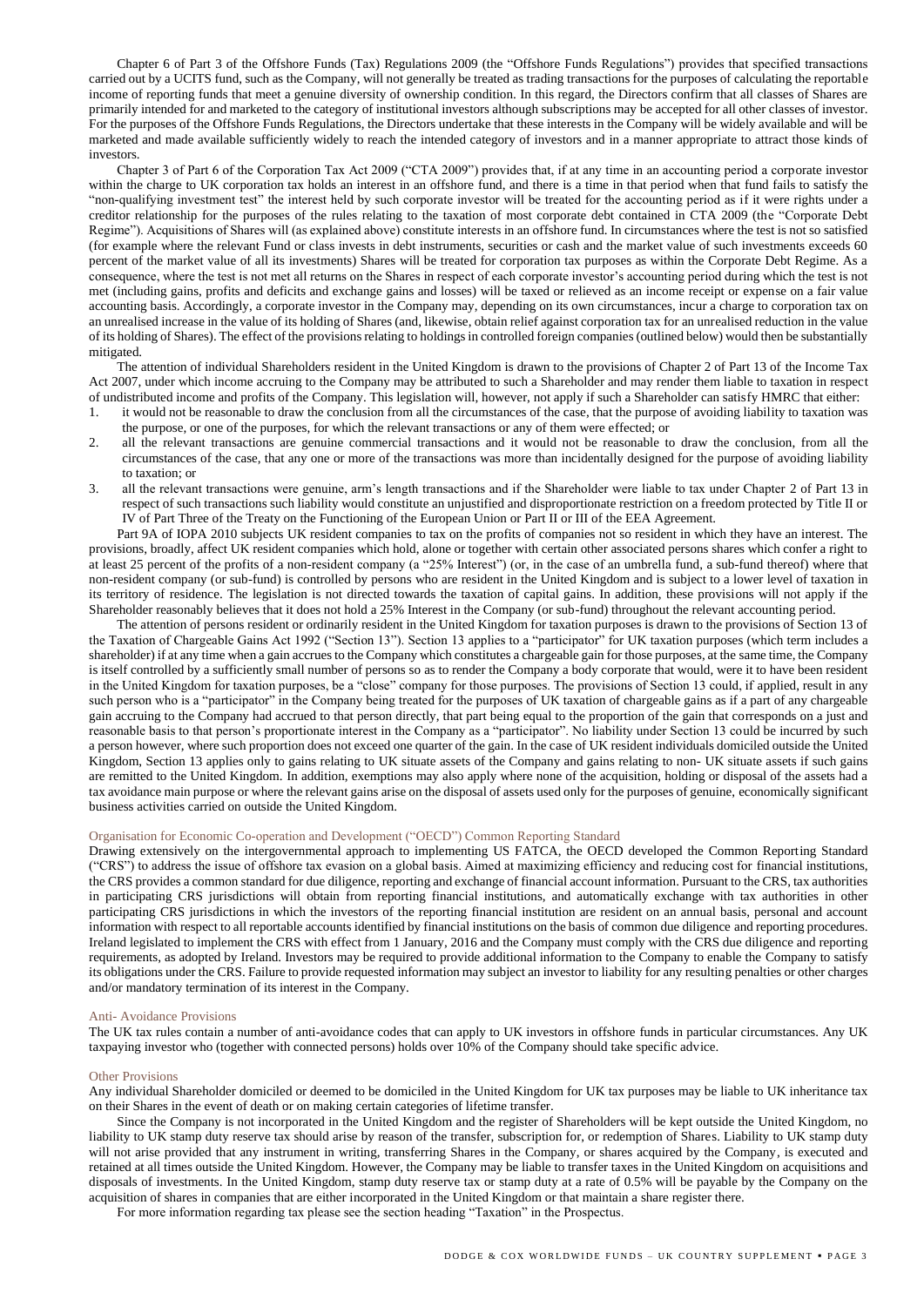Chapter 6 of Part 3 of the Offshore Funds (Tax) Regulations 2009 (the "Offshore Funds Regulations") provides that specified transactions carried out by a UCITS fund, such as the Company, will not generally be treated as trading transactions for the purposes of calculating the reportable income of reporting funds that meet a genuine diversity of ownership condition. In this regard, the Directors confirm that all classes of Shares are primarily intended for and marketed to the category of institutional investors although subscriptions may be accepted for all other classes of investor. For the purposes of the Offshore Funds Regulations, the Directors undertake that these interests in the Company will be widely available and will be marketed and made available sufficiently widely to reach the intended category of investors and in a manner appropriate to attract those kinds of investors.

Chapter 3 of Part 6 of the Corporation Tax Act 2009 ("CTA 2009") provides that, if at any time in an accounting period a corporate investor within the charge to UK corporation tax holds an interest in an offshore fund, and there is a time in that period when that fund fails to satisfy the "non-qualifying investment test" the interest held by such corporate investor will be treated for the accounting period as if it were rights under a creditor relationship for the purposes of the rules relating to the taxation of most corporate debt contained in CTA 2009 (the "Corporate Debt Regime"). Acquisitions of Shares will (as explained above) constitute interests in an offshore fund. In circumstances where the test is not so satisfied (for example where the relevant Fund or class invests in debt instruments, securities or cash and the market value of such investments exceeds 60 percent of the market value of all its investments) Shares will be treated for corporation tax purposes as within the Corporate Debt Regime. As a consequence, where the test is not met all returns on the Shares in respect of each corporate investor's accounting period during which the test is not met (including gains, profits and deficits and exchange gains and losses) will be taxed or relieved as an income receipt or expense on a fair value accounting basis. Accordingly, a corporate investor in the Company may, depending on its own circumstances, incur a charge to corporation tax on an unrealised increase in the value of its holding of Shares (and, likewise, obtain relief against corporation tax for an unrealised reduction in the value of its holding of Shares). The effect of the provisions relating to holdings in controlled foreign companies (outlined below) would then be substantially mitigated.

The attention of individual Shareholders resident in the United Kingdom is drawn to the provisions of Chapter 2 of Part 13 of the Income Tax Act 2007, under which income accruing to the Company may be attributed to such a Shareholder and may render them liable to taxation in respect of undistributed income and profits of the Company. This legislation will, however, not apply if such a Shareholder can satisfy HMRC that either:

1. it would not be reasonable to draw the conclusion from all the circumstances of the case, that the purpose of avoiding liability to taxation was the purpose, or one of the purposes, for which the relevant transactions or any of them were effected; or
2. all the relevant transactions are genuine commercial transactions and it would not be reasonable to draw the conclusion, from all the circumstances of the case, that any one or more of the transactions was more than incidentally designed for the purpose of avoiding liability to taxation; or
3. all the relevant transactions were genuine, arm's length transactions and if the Shareholder were liable to tax under Chapter 2 of Part 13 in respect of such transactions such liability would constitute an unjustified and disproportionate restriction on a freedom protected by Title II or IV of Part Three of the Treaty on the Functioning of the European Union or Part II or III of the EEA Agreement.

Part 9A of IOPA 2010 subjects UK resident companies to tax on the profits of companies not so resident in which they have an interest. The provisions, broadly, affect UK resident companies which hold, alone or together with certain other associated persons shares which confer a right to at least 25 percent of the profits of a non-resident company (a "25% Interest") (or, in the case of an umbrella fund, a sub-fund thereof) where that non-resident company (or sub-fund) is controlled by persons who are resident in the United Kingdom and is subject to a lower level of taxation in its territory of residence. The legislation is not directed towards the taxation of capital gains. In addition, these provisions will not apply if the Shareholder reasonably believes that it does not hold a 25% Interest in the Company (or sub-fund) throughout the relevant accounting period.

The attention of persons resident or ordinarily resident in the United Kingdom for taxation purposes is drawn to the provisions of Section 13 of the Taxation of Chargeable Gains Act 1992 ("Section 13"). Section 13 applies to a "participator" for UK taxation purposes (which term includes a shareholder) if at any time when a gain accrues to the Company which constitutes a chargeable gain for those purposes, at the same time, the Company is itself controlled by a sufficiently small number of persons so as to render the Company a body corporate that would, were it to have been resident in the United Kingdom for taxation purposes, be a "close" company for those purposes. The provisions of Section 13 could, if applied, result in any such person who is a "participator" in the Company being treated for the purposes of UK taxation of chargeable gains as if a part of any chargeable gain accruing to the Company had accrued to that person directly, that part being equal to the proportion of the gain that corresponds on a just and reasonable basis to that person's proportionate interest in the Company as a "participator". No liability under Section 13 could be incurred by such a person however, where such proportion does not exceed one quarter of the gain. In the case of UK resident individuals domiciled outside the United Kingdom, Section 13 applies only to gains relating to UK situate assets of the Company and gains relating to non- UK situate assets if such gains are remitted to the United Kingdom. In addition, exemptions may also apply where none of the acquisition, holding or disposal of the assets had a tax avoidance main purpose or where the relevant gains arise on the disposal of assets used only for the purposes of genuine, economically significant business activities carried on outside the United Kingdom.

## Organisation for Economic Co-operation and Development ("OECD") Common Reporting Standard

Drawing extensively on the intergovernmental approach to implementing US FATCA, the OECD developed the Common Reporting Standard ("CRS") to address the issue of offshore tax evasion on a global basis. Aimed at maximizing efficiency and reducing cost for financial institutions, the CRS provides a common standard for due diligence, reporting and exchange of financial account information. Pursuant to the CRS, tax authorities in participating CRS jurisdictions will obtain from reporting financial institutions, and automatically exchange with tax authorities in other participating CRS jurisdictions in which the investors of the reporting financial institution are resident on an annual basis, personal and account information with respect to all reportable accounts identified by financial institutions on the basis of common due diligence and reporting procedures. Ireland legislated to implement the CRS with effect from 1 January, 2016 and the Company must comply with the CRS due diligence and reporting requirements, as adopted by Ireland. Investors may be required to provide additional information to the Company to enable the Company to satisfy its obligations under the CRS. Failure to provide requested information may subject an investor to liability for any resulting penalties or other charges and/or mandatory termination of its interest in the Company.

## Anti- Avoidance Provisions

The UK tax rules contain a number of anti-avoidance codes that can apply to UK investors in offshore funds in particular circumstances. Any UK taxpaying investor who (together with connected persons) holds over 10% of the Company should take specific advice.

## Other Provisions

Any individual Shareholder domiciled or deemed to be domiciled in the United Kingdom for UK tax purposes may be liable to UK inheritance tax on their Shares in the event of death or on making certain categories of lifetime transfer.

Since the Company is not incorporated in the United Kingdom and the register of Shareholders will be kept outside the United Kingdom, no liability to UK stamp duty reserve tax should arise by reason of the transfer, subscription for, or redemption of Shares. Liability to UK stamp duty will not arise provided that any instrument in writing, transferring Shares in the Company, or shares acquired by the Company, is executed and retained at all times outside the United Kingdom. However, the Company may be liable to transfer taxes in the United Kingdom on acquisitions and disposals of investments. In the United Kingdom, stamp duty reserve tax or stamp duty at a rate of 0.5% will be payable by the Company on the acquisition of shares in companies that are either incorporated in the United Kingdom or that maintain a share register there.

For more information regarding tax please see the section heading "Taxation" in the Prospectus.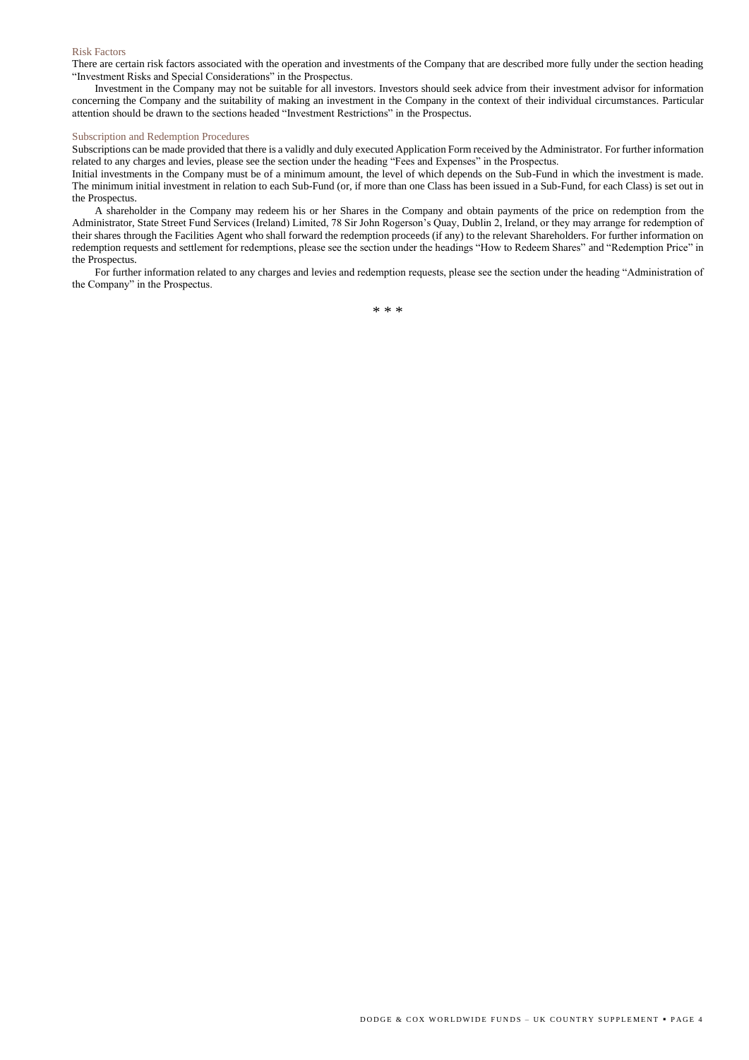## Risk Factors

There are certain risk factors associated with the operation and investments of the Company that are described more fully under the section heading "Investment Risks and Special Considerations" in the Prospectus.

Investment in the Company may not be suitable for all investors. Investors should seek advice from their investment advisor for information concerning the Company and the suitability of making an investment in the Company in the context of their individual circumstances. Particular attention should be drawn to the sections headed "Investment Restrictions" in the Prospectus.

## Subscription and Redemption Procedures

Subscriptions can be made provided that there is a validly and duly executed Application Form received by the Administrator. For further information related to any charges and levies, please see the section under the heading "Fees and Expenses" in the Prospectus.

Initial investments in the Company must be of a minimum amount, the level of which depends on the Sub-Fund in which the investment is made. The minimum initial investment in relation to each Sub-Fund (or, if more than one Class has been issued in a Sub-Fund, for each Class) is set out in the Prospectus.

A shareholder in the Company may redeem his or her Shares in the Company and obtain payments of the price on redemption from the Administrator, State Street Fund Services (Ireland) Limited, 78 Sir John Rogerson's Quay, Dublin 2, Ireland, or they may arrange for redemption of their shares through the Facilities Agent who shall forward the redemption proceeds (if any) to the relevant Shareholders. For further information on redemption requests and settlement for redemptions, please see the section under the headings "How to Redeem Shares" and "Redemption Price" in the Prospectus.

For further information related to any charges and levies and redemption requests, please see the section under the heading "Administration of the Company" in the Prospectus.

\* \* \*